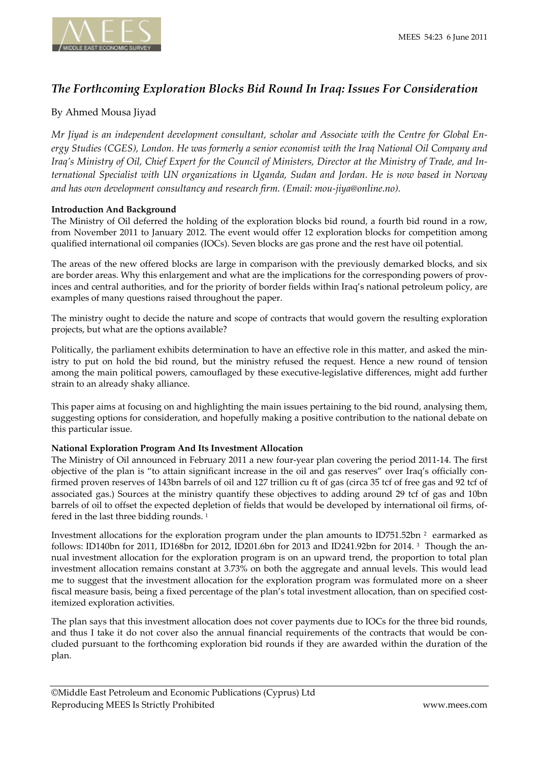# *The Forthcoming Exploration Blocks Bid Round In Iraq: Issues For Consideration*

By Ahmed Mousa Jiyad

*Mr Jiyad is an independent development consultant, scholar and Associate with the Centre for Global Energy Studies (CGES), London. He was formerly a senior economist with the Iraq National Oil Company and Iraq's Ministry of Oil, Chief Expert for the Council of Ministers, Director at the Ministry of Trade, and International Specialist with UN organizations in Uganda, Sudan and Jordan. He is now based in Norway and has own development consultancy and research firm. (Email: mou-jiya@online.no).*

**Introduction And Background**

The Ministry of Oil deferred the holding of the exploration blocks bid round, a fourth bid round in a row, from November 2011 to January 2012. The event would offer 12 exploration blocks for competition among qualified international oil companies (IOCs). Seven blocks are gas prone and the rest have oil potential.

The areas of the new offered blocks are large in comparison with the previously demarked blocks, and six are border areas. Why this enlargement and what are the implications for the corresponding powers of provinces and central authorities, and for the priority of border fields within Iraq's national petroleum policy, are examples of many questions raised throughout the paper.

The ministry ought to decide the nature and scope of contracts that would govern the resulting exploration projects, but what are the options available?

Politically, the parliament exhibits determination to have an effective role in this matter, and asked the ministry to put on hold the bid round, but the ministry refused the request. Hence a new round of tension among the main political powers, camouflaged by these executive-legislative differences, might add further strain to an already shaky alliance.

This paper aims at focusing on and highlighting the main issues pertaining to the bid round, analysing them, suggesting options for consideration, and hopefully making a positive contribution to the national debate on this particular issue.

**National Exploration Program And Its Investment Allocation**

The Ministry of Oil announced in February 2011 a new four-year plan covering the period 2011-14. The first objective of the plan is "to attain significant increase in the oil and gas reserves" over Iraq's officially confirmed proven reserves of 143bn barrels of oil and 127 trillion cu ft of gas (circa 35 tcf of free gas and 92 tcf of associated gas.) Sources at the ministry quantify these objectives to adding around 29 tcf of gas and 10bn barrels of oil to offset the expected depletion of fields that would be developed by international oil firms, offered in the last three bidding rounds. [1]

Investment allocations for the exploration program under the plan amounts to ID751.52bn [2] earmarked as follows: ID140bn for 2011, ID168bn for 2012, ID201.6bn for 2013 and ID241.92bn for 2014. [3] Though the annual investment allocation for the exploration program is on an upward trend, the proportion to total plan investment allocation remains constant at 3.73% on both the aggregate and annual levels. This would lead me to suggest that the investment allocation for the exploration program was formulated more on a sheer fiscal measure basis, being a fixed percentage of the plan's total investment allocation, than on specified cost-itemized exploration activities.

The plan says that this investment allocation does not cover payments due to IOCs for the three bid rounds, and thus I take it do not cover also the annual financial requirements of the contracts that would be concluded pursuant to the forthcoming exploration bid rounds if they are awarded within the duration of the plan.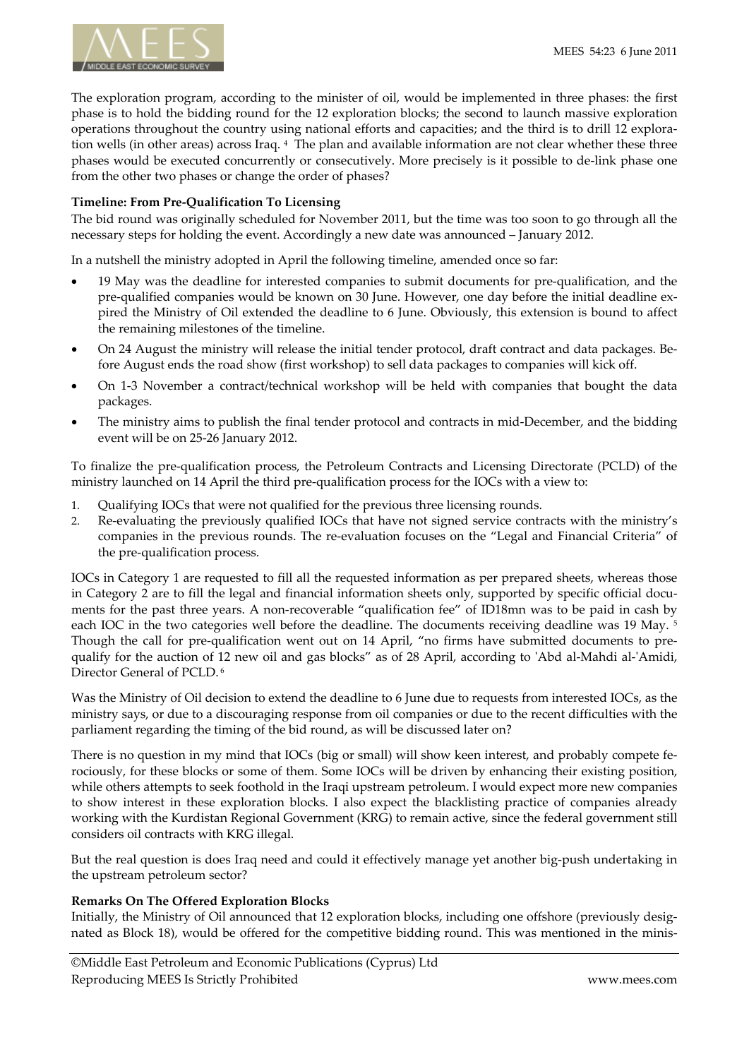The exploration program, according to the minister of oil, would be implemented in three phases: the first phase is to hold the bidding round for the 12 exploration blocks; the second to launch massive exploration operations throughout the country using national efforts and capacities; and the third is to drill 12 exploration wells (in other areas) across Iraq. [4] The plan and available information are not clear whether these three phases would be executed concurrently or consecutively. More precisely is it possible to de-link phase one from the other two phases or change the order of phases?

**Timeline: From Pre-Qualification To Licensing**

The bid round was originally scheduled for November 2011, but the time was too soon to go through all the necessary steps for holding the event. Accordingly a new date was announced – January 2012.

In a nutshell the ministry adopted in April the following timeline, amended once so far:

- 19 May was the deadline for interested companies to submit documents for pre-qualification, and the pre-qualified companies would be known on 30 June. However, one day before the initial deadline expired the Ministry of Oil extended the deadline to 6 June. Obviously, this extension is bound to affect the remaining milestones of the timeline.
- On 24 August the ministry will release the initial tender protocol, draft contract and data packages. Before August ends the road show (first workshop) to sell data packages to companies will kick off.
- On 1-3 November a contract/technical workshop will be held with companies that bought the data packages.
- The ministry aims to publish the final tender protocol and contracts in mid-December, and the bidding event will be on 25-26 January 2012.

To finalize the pre-qualification process, the Petroleum Contracts and Licensing Directorate (PCLD) of the ministry launched on 14 April the third pre-qualification process for the IOCs with a view to:

1. Qualifying IOCs that were not qualified for the previous three licensing rounds.
2. Re-evaluating the previously qualified IOCs that have not signed service contracts with the ministry's companies in the previous rounds. The re-evaluation focuses on the "Legal and Financial Criteria" of the pre-qualification process.

IOCs in Category 1 are requested to fill all the requested information as per prepared sheets, whereas those in Category 2 are to fill the legal and financial information sheets only, supported by specific official documents for the past three years. A non-recoverable "qualification fee" of ID18mn was to be paid in cash by each IOC in the two categories well before the deadline. The documents receiving deadline was 19 May. [5] Though the call for pre-qualification went out on 14 April, "no firms have submitted documents to pre-qualify for the auction of 12 new oil and gas blocks" as of 28 April, according to 'Abd al-Mahdi al-'Amidi, Director General of PCLD. [6]

Was the Ministry of Oil decision to extend the deadline to 6 June due to requests from interested IOCs, as the ministry says, or due to a discouraging response from oil companies or due to the recent difficulties with the parliament regarding the timing of the bid round, as will be discussed later on?

There is no question in my mind that IOCs (big or small) will show keen interest, and probably compete ferociously, for these blocks or some of them. Some IOCs will be driven by enhancing their existing position, while others attempts to seek foothold in the Iraqi upstream petroleum. I would expect more new companies to show interest in these exploration blocks. I also expect the blacklisting practice of companies already working with the Kurdistan Regional Government (KRG) to remain active, since the federal government still considers oil contracts with KRG illegal.

But the real question is does Iraq need and could it effectively manage yet another big-push undertaking in the upstream petroleum sector?

**Remarks On The Offered Exploration Blocks**

Initially, the Ministry of Oil announced that 12 exploration blocks, including one offshore (previously designated as Block 18), would be offered for the competitive bidding round. This was mentioned in the minis-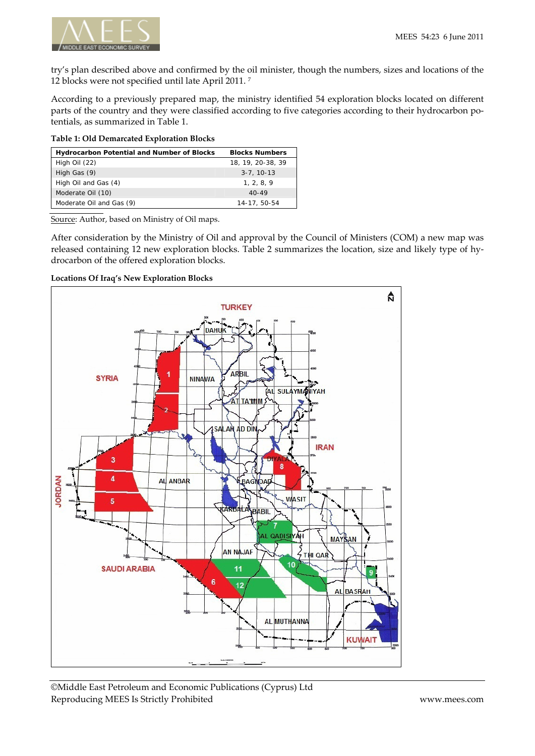try's plan described above and confirmed by the oil minister, though the numbers, sizes and locations of the 12 blocks were not specified until late April 2011. [7]

According to a previously prepared map, the ministry identified 54 exploration blocks located on different parts of the country and they were classified according to five categories according to their hydrocarbon potentials, as summarized in Table 1.

**Table 1: Old Demarcated Exploration Blocks**

| Hydrocarbon Potential and Number of Blocks | Blocks Numbers |
|---|---|
| High Oil (22) | 18, 19, 20-38, 39 |
| High Gas (9) | 3-7, 10-13 |
| High Oil and Gas (4) | 1, 2, 8, 9 |
| Moderate Oil (10) | 40-49 |
| Moderate Oil and Gas (9) | 14-17, 50-54 |

Source: Author, based on Ministry of Oil maps.

After consideration by the Ministry of Oil and approval by the Council of Ministers (COM) a new map was released containing 12 new exploration blocks. Table 2 summarizes the location, size and likely type of hydrocarbon of the offered exploration blocks.

**Locations Of Iraq's New Exploration Blocks**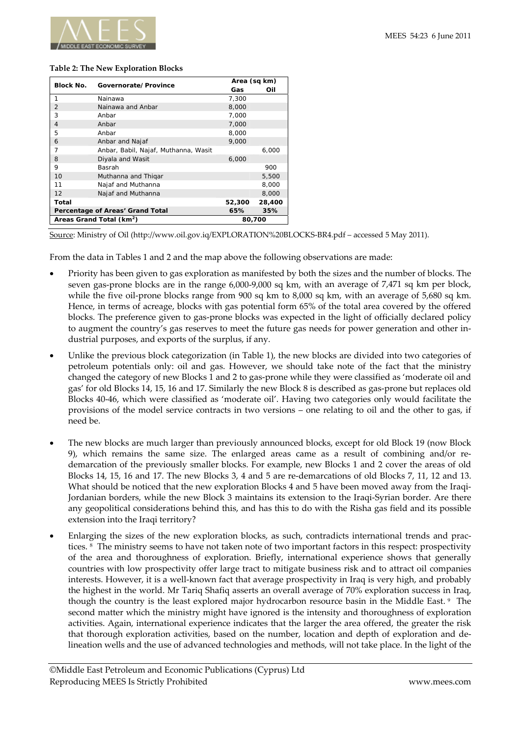**Table 2: The New Exploration Blocks**

| Block No. | Governorate/Province | Area (sq km) | |
|---|---|---|---|
| | | Gas | Oil |
| 1 | Nainawa | 7,300 | |
| 2 | Nainawa and Anbar | 8,000 | |
| 3 | Anbar | 7,000 | |
| 4 | Anbar | 7,000 | |
| 5 | Anbar | 8,000 | |
| 6 | Anbar and Najaf | 9,000 | |
| 7 | Anbar, Babil, Najaf, Muthanna, Wasit | | 6,000 |
| 8 | Diyala and Wasit | 6,000 | |
| 9 | Basrah | | 900 |
| 10 | Muthanna and Thiqar | | 5,500 |
| 11 | Najaf and Muthanna | | 8,000 |
| 12 | Najaf and Muthanna | | 8,000 |
| **Total** | | **52,300** | **28,400** |
| **Percentage of Areas' Grand Total** | | **65%** | **35%** |
| **Areas Grand Total (km$^2$)** | | **80,700** | |

Source: Ministry of Oil (http://www.oil.gov.iq/EXPLORATION%20BLOCKS-BR4.pdf – accessed 5 May 2011).

From the data in Tables 1 and 2 and the map above the following observations are made:

- Priority has been given to gas exploration as manifested by both the sizes and the number of blocks. The seven gas-prone blocks are in the range 6,000-9,000 sq km, with an average of 7,471 sq km per block, while the five oil-prone blocks range from 900 sq km to 8,000 sq km, with an average of 5,680 sq km. Hence, in terms of acreage, blocks with gas potential form 65% of the total area covered by the offered blocks. The preference given to gas-prone blocks was expected in the light of officially declared policy to augment the country's gas reserves to meet the future gas needs for power generation and other industrial purposes, and exports of the surplus, if any.

- Unlike the previous block categorization (in Table 1), the new blocks are divided into two categories of petroleum potentials only: oil and gas. However, we should take note of the fact that the ministry changed the category of new Blocks 1 and 2 to gas-prone while they were classified as 'moderate oil and gas' for old Blocks 14, 15, 16 and 17. Similarly the new Block 8 is described as gas-prone but replaces old Blocks 40-46, which were classified as 'moderate oil'. Having two categories only would facilitate the provisions of the model service contracts in two versions – one relating to oil and the other to gas, if need be.

- The new blocks are much larger than previously announced blocks, except for old Block 19 (now Block 9), which remains the same size. The enlarged areas came as a result of combining and/or re-demarcation of the previously smaller blocks. For example, new Blocks 1 and 2 cover the areas of old Blocks 14, 15, 16 and 17. The new Blocks 3, 4 and 5 are re-demarcations of old Blocks 7, 11, 12 and 13. What should be noticed that the new exploration Blocks 4 and 5 have been moved away from the Iraqi-Jordanian borders, while the new Block 3 maintains its extension to the Iraqi-Syrian border. Are there any geopolitical considerations behind this, and has this to do with the Risha gas field and its possible extension into the Iraqi territory?

- Enlarging the sizes of the new exploration blocks, as such, contradicts international trends and practices. [8] The ministry seems to have not taken note of two important factors in this respect: prospectivity of the area and thoroughness of exploration. Briefly, international experience shows that generally countries with low prospectivity offer large tract to mitigate business risk and to attract oil companies interests. However, it is a well-known fact that average prospectivity in Iraq is very high, and probably the highest in the world. Mr Tariq Shafiq asserts an overall average of 70% exploration success in Iraq, though the country is the least explored major hydrocarbon resource basin in the Middle East. [9] The second matter which the ministry might have ignored is the intensity and thoroughness of exploration activities. Again, international experience indicates that the larger the area offered, the greater the risk that thorough exploration activities, based on the number, location and depth of exploration and delineation wells and the use of advanced technologies and methods, will not take place. In the light of the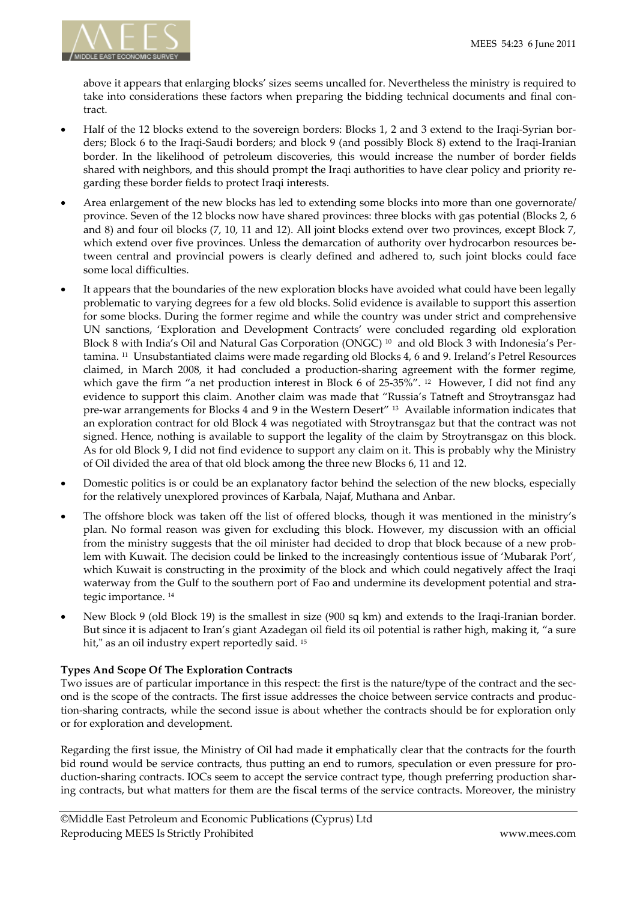above it appears that enlarging blocks' sizes seems uncalled for. Nevertheless the ministry is required to take into considerations these factors when preparing the bidding technical documents and final contract.

- Half of the 12 blocks extend to the sovereign borders: Blocks 1, 2 and 3 extend to the Iraqi-Syrian borders; Block 6 to the Iraqi-Saudi borders; and block 9 (and possibly Block 8) extend to the Iraqi-Iranian border. In the likelihood of petroleum discoveries, this would increase the number of border fields shared with neighbors, and this should prompt the Iraqi authorities to have clear policy and priority regarding these border fields to protect Iraqi interests.

- Area enlargement of the new blocks has led to extending some blocks into more than one governorate/ province. Seven of the 12 blocks now have shared provinces: three blocks with gas potential (Blocks 2, 6 and 8) and four oil blocks (7, 10, 11 and 12). All joint blocks extend over two provinces, except Block 7, which extend over five provinces. Unless the demarcation of authority over hydrocarbon resources between central and provincial powers is clearly defined and adhered to, such joint blocks could face some local difficulties.

- It appears that the boundaries of the new exploration blocks have avoided what could have been legally problematic to varying degrees for a few old blocks. Solid evidence is available to support this assertion for some blocks. During the former regime and while the country was under strict and comprehensive UN sanctions, 'Exploration and Development Contracts' were concluded regarding old exploration Block 8 with India's Oil and Natural Gas Corporation (ONGC) [10] and old Block 3 with Indonesia's Pertamina. [11] Unsubstantiated claims were made regarding old Blocks 4, 6 and 9. Ireland's Petrel Resources claimed, in March 2008, it had concluded a production-sharing agreement with the former regime, which gave the firm "a net production interest in Block 6 of 25-35%". [12] However, I did not find any evidence to support this claim. Another claim was made that "Russia's Tatneft and Stroytransgaz had pre-war arrangements for Blocks 4 and 9 in the Western Desert" [13] Available information indicates that an exploration contract for old Block 4 was negotiated with Stroytransgaz but that the contract was not signed. Hence, nothing is available to support the legality of the claim by Stroytransgaz on this block. As for old Block 9, I did not find evidence to support any claim on it. This is probably why the Ministry of Oil divided the area of that old block among the three new Blocks 6, 11 and 12.

- Domestic politics is or could be an explanatory factor behind the selection of the new blocks, especially for the relatively unexplored provinces of Karbala, Najaf, Muthana and Anbar.

- The offshore block was taken off the list of offered blocks, though it was mentioned in the ministry's plan. No formal reason was given for excluding this block. However, my discussion with an official from the ministry suggests that the oil minister had decided to drop that block because of a new problem with Kuwait. The decision could be linked to the increasingly contentious issue of 'Mubarak Port', which Kuwait is constructing in the proximity of the block and which could negatively affect the Iraqi waterway from the Gulf to the southern port of Fao and undermine its development potential and strategic importance. [14]

- New Block 9 (old Block 19) is the smallest in size (900 sq km) and extends to the Iraqi-Iranian border. But since it is adjacent to Iran's giant Azadegan oil field its oil potential is rather high, making it, "a sure hit," as an oil industry expert reportedly said. [15]

**Types And Scope Of The Exploration Contracts**

Two issues are of particular importance in this respect: the first is the nature/type of the contract and the second is the scope of the contracts. The first issue addresses the choice between service contracts and production-sharing contracts, while the second issue is about whether the contracts should be for exploration only or for exploration and development.

Regarding the first issue, the Ministry of Oil had made it emphatically clear that the contracts for the fourth bid round would be service contracts, thus putting an end to rumors, speculation or even pressure for production-sharing contracts. IOCs seem to accept the service contract type, though preferring production sharing contracts, but what matters for them are the fiscal terms of the service contracts. Moreover, the ministry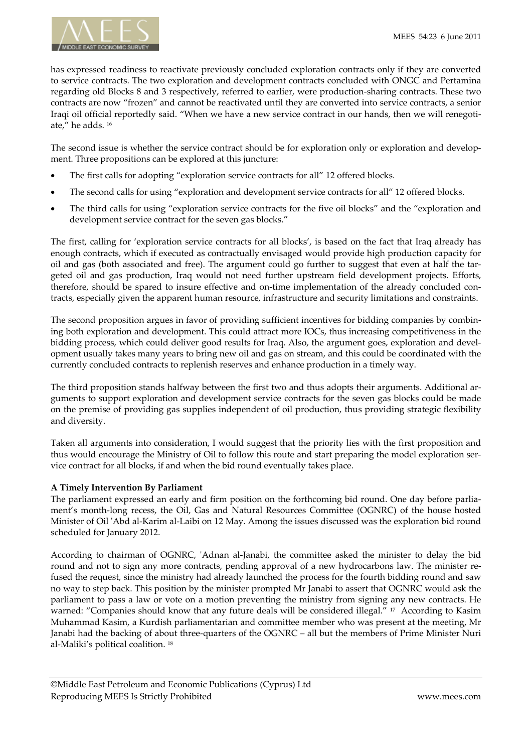has expressed readiness to reactivate previously concluded exploration contracts only if they are converted to service contracts. The two exploration and development contracts concluded with ONGC and Pertamina regarding old Blocks 8 and 3 respectively, referred to earlier, were production-sharing contracts. These two contracts are now "frozen" and cannot be reactivated until they are converted into service contracts, a senior Iraqi oil official reportedly said. "When we have a new service contract in our hands, then we will renegotiate," he adds. [16]

The second issue is whether the service contract should be for exploration only or exploration and development. Three propositions can be explored at this juncture:

- The first calls for adopting "exploration service contracts for all" 12 offered blocks.
- The second calls for using "exploration and development service contracts for all" 12 offered blocks.
- The third calls for using "exploration service contracts for the five oil blocks" and the "exploration and development service contract for the seven gas blocks."

The first, calling for 'exploration service contracts for all blocks', is based on the fact that Iraq already has enough contracts, which if executed as contractually envisaged would provide high production capacity for oil and gas (both associated and free). The argument could go further to suggest that even at half the targeted oil and gas production, Iraq would not need further upstream field development projects. Efforts, therefore, should be spared to insure effective and on-time implementation of the already concluded contracts, especially given the apparent human resource, infrastructure and security limitations and constraints.

The second proposition argues in favor of providing sufficient incentives for bidding companies by combining both exploration and development. This could attract more IOCs, thus increasing competitiveness in the bidding process, which could deliver good results for Iraq. Also, the argument goes, exploration and development usually takes many years to bring new oil and gas on stream, and this could be coordinated with the currently concluded contracts to replenish reserves and enhance production in a timely way.

The third proposition stands halfway between the first two and thus adopts their arguments. Additional arguments to support exploration and development service contracts for the seven gas blocks could be made on the premise of providing gas supplies independent of oil production, thus providing strategic flexibility and diversity.

Taken all arguments into consideration, I would suggest that the priority lies with the first proposition and thus would encourage the Ministry of Oil to follow this route and start preparing the model exploration service contract for all blocks, if and when the bid round eventually takes place.

**A Timely Intervention By Parliament**

The parliament expressed an early and firm position on the forthcoming bid round. One day before parliament's month-long recess, the Oil, Gas and Natural Resources Committee (OGNRC) of the house hosted Minister of Oil 'Abd al-Karim al-Laibi on 12 May. Among the issues discussed was the exploration bid round scheduled for January 2012.

According to chairman of OGNRC, 'Adnan al-Janabi, the committee asked the minister to delay the bid round and not to sign any more contracts, pending approval of a new hydrocarbons law. The minister refused the request, since the ministry had already launched the process for the fourth bidding round and saw no way to step back. This position by the minister prompted Mr Janabi to assert that OGNRC would ask the parliament to pass a law or vote on a motion preventing the ministry from signing any new contracts. He warned: "Companies should know that any future deals will be considered illegal." [17] According to Kasim Muhammad Kasim, a Kurdish parliamentarian and committee member who was present at the meeting, Mr Janabi had the backing of about three-quarters of the OGNRC – all but the members of Prime Minister Nuri al-Maliki's political coalition. [18]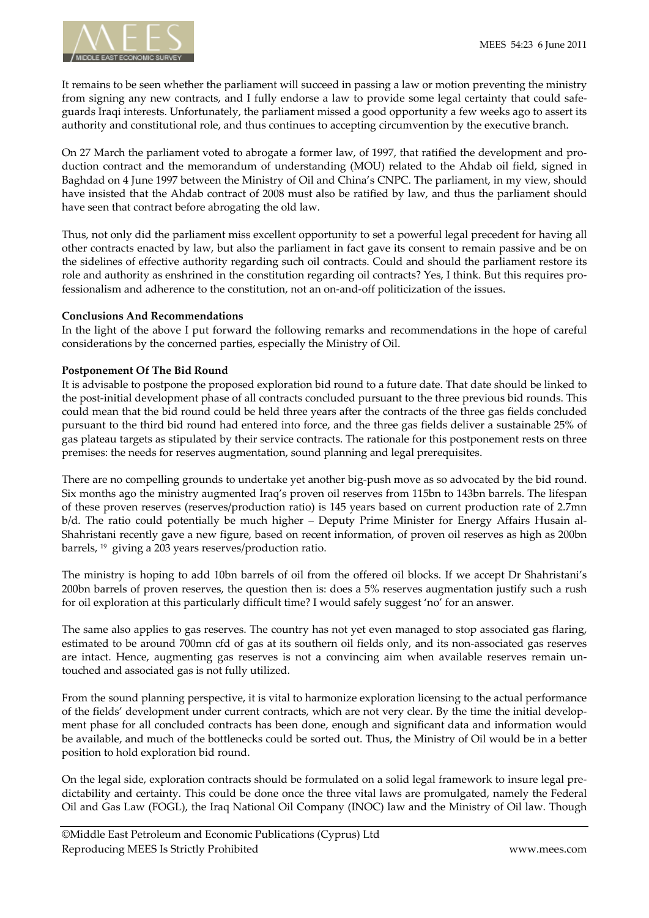It remains to be seen whether the parliament will succeed in passing a law or motion preventing the ministry from signing any new contracts, and I fully endorse a law to provide some legal certainty that could safeguards Iraqi interests. Unfortunately, the parliament missed a good opportunity a few weeks ago to assert its authority and constitutional role, and thus continues to accepting circumvention by the executive branch.

On 27 March the parliament voted to abrogate a former law, of 1997, that ratified the development and production contract and the memorandum of understanding (MOU) related to the Ahdab oil field, signed in Baghdad on 4 June 1997 between the Ministry of Oil and China's CNPC. The parliament, in my view, should have insisted that the Ahdab contract of 2008 must also be ratified by law, and thus the parliament should have seen that contract before abrogating the old law.

Thus, not only did the parliament miss excellent opportunity to set a powerful legal precedent for having all other contracts enacted by law, but also the parliament in fact gave its consent to remain passive and be on the sidelines of effective authority regarding such oil contracts. Could and should the parliament restore its role and authority as enshrined in the constitution regarding oil contracts? Yes, I think. But this requires professionalism and adherence to the constitution, not an on-and-off politicization of the issues.

**Conclusions And Recommendations**

In the light of the above I put forward the following remarks and recommendations in the hope of careful considerations by the concerned parties, especially the Ministry of Oil.

**Postponement Of The Bid Round**

It is advisable to postpone the proposed exploration bid round to a future date. That date should be linked to the post-initial development phase of all contracts concluded pursuant to the three previous bid rounds. This could mean that the bid round could be held three years after the contracts of the three gas fields concluded pursuant to the third bid round had entered into force, and the three gas fields deliver a sustainable 25% of gas plateau targets as stipulated by their service contracts. The rationale for this postponement rests on three premises: the needs for reserves augmentation, sound planning and legal prerequisites.

There are no compelling grounds to undertake yet another big-push move as so advocated by the bid round. Six months ago the ministry augmented Iraq's proven oil reserves from 115bn to 143bn barrels. The lifespan of these proven reserves (reserves/production ratio) is 145 years based on current production rate of 2.7mn b/d. The ratio could potentially be much higher – Deputy Prime Minister for Energy Affairs Husain al-Shahristani recently gave a new figure, based on recent information, of proven oil reserves as high as 200bn barrels, [19] giving a 203 years reserves/production ratio.

The ministry is hoping to add 10bn barrels of oil from the offered oil blocks. If we accept Dr Shahristani's 200bn barrels of proven reserves, the question then is: does a 5% reserves augmentation justify such a rush for oil exploration at this particularly difficult time? I would safely suggest 'no' for an answer.

The same also applies to gas reserves. The country has not yet even managed to stop associated gas flaring, estimated to be around 700mn cfd of gas at its southern oil fields only, and its non-associated gas reserves are intact. Hence, augmenting gas reserves is not a convincing aim when available reserves remain untouched and associated gas is not fully utilized.

From the sound planning perspective, it is vital to harmonize exploration licensing to the actual performance of the fields' development under current contracts, which are not very clear. By the time the initial development phase for all concluded contracts has been done, enough and significant data and information would be available, and much of the bottlenecks could be sorted out. Thus, the Ministry of Oil would be in a better position to hold exploration bid round.

On the legal side, exploration contracts should be formulated on a solid legal framework to insure legal predictability and certainty. This could be done once the three vital laws are promulgated, namely the Federal Oil and Gas Law (FOGL), the Iraq National Oil Company (INOC) law and the Ministry of Oil law. Though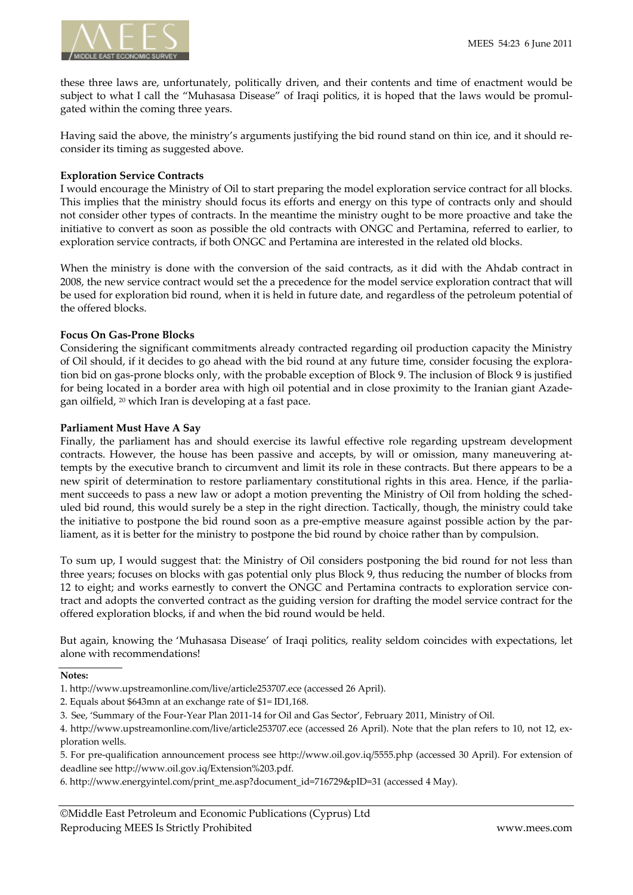these three laws are, unfortunately, politically driven, and their contents and time of enactment would be subject to what I call the "Muhasasa Disease" of Iraqi politics, it is hoped that the laws would be promulgated within the coming three years.

Having said the above, the ministry's arguments justifying the bid round stand on thin ice, and it should reconsider its timing as suggested above.

**Exploration Service Contracts**

I would encourage the Ministry of Oil to start preparing the model exploration service contract for all blocks. This implies that the ministry should focus its efforts and energy on this type of contracts only and should not consider other types of contracts. In the meantime the ministry ought to be more proactive and take the initiative to convert as soon as possible the old contracts with ONGC and Pertamina, referred to earlier, to exploration service contracts, if both ONGC and Pertamina are interested in the related old blocks.

When the ministry is done with the conversion of the said contracts, as it did with the Ahdab contract in 2008, the new service contract would set the a precedence for the model service exploration contract that will be used for exploration bid round, when it is held in future date, and regardless of the petroleum potential of the offered blocks.

**Focus On Gas-Prone Blocks**

Considering the significant commitments already contracted regarding oil production capacity the Ministry of Oil should, if it decides to go ahead with the bid round at any future time, consider focusing the exploration bid on gas-prone blocks only, with the probable exception of Block 9. The inclusion of Block 9 is justified for being located in a border area with high oil potential and in close proximity to the Iranian giant Azadegan oilfield, [20] which Iran is developing at a fast pace.

**Parliament Must Have A Say**

Finally, the parliament has and should exercise its lawful effective role regarding upstream development contracts. However, the house has been passive and accepts, by will or omission, many maneuvering attempts by the executive branch to circumvent and limit its role in these contracts. But there appears to be a new spirit of determination to restore parliamentary constitutional rights in this area. Hence, if the parliament succeeds to pass a new law or adopt a motion preventing the Ministry of Oil from holding the scheduled bid round, this would surely be a step in the right direction. Tactically, though, the ministry could take the initiative to postpone the bid round soon as a pre-emptive measure against possible action by the parliament, as it is better for the ministry to postpone the bid round by choice rather than by compulsion.

To sum up, I would suggest that: the Ministry of Oil considers postponing the bid round for not less than three years; focuses on blocks with gas potential only plus Block 9, thus reducing the number of blocks from 12 to eight; and works earnestly to convert the ONGC and Pertamina contracts to exploration service contract and adopts the converted contract as the guiding version for drafting the model service contract for the offered exploration blocks, if and when the bid round would be held.

But again, knowing the 'Muhasasa Disease' of Iraqi politics, reality seldom coincides with expectations, let alone with recommendations!

**Notes:**

1. http://www.upstreamonline.com/live/article253707.ece (accessed 26 April).
2. Equals about $643mn at an exchange rate of $1= ID1,168.
3. See, 'Summary of the Four-Year Plan 2011-14 for Oil and Gas Sector', February 2011, Ministry of Oil.
4. http://www.upstreamonline.com/live/article253707.ece (accessed 26 April). Note that the plan refers to 10, not 12, exploration wells.
5. For pre-qualification announcement process see http://www.oil.gov.iq/5555.php (accessed 30 April). For extension of deadline see http://www.oil.gov.iq/Extension%203.pdf.
6. http://www.energyintel.com/print_me.asp?document_id=716729&pID=31 (accessed 4 May).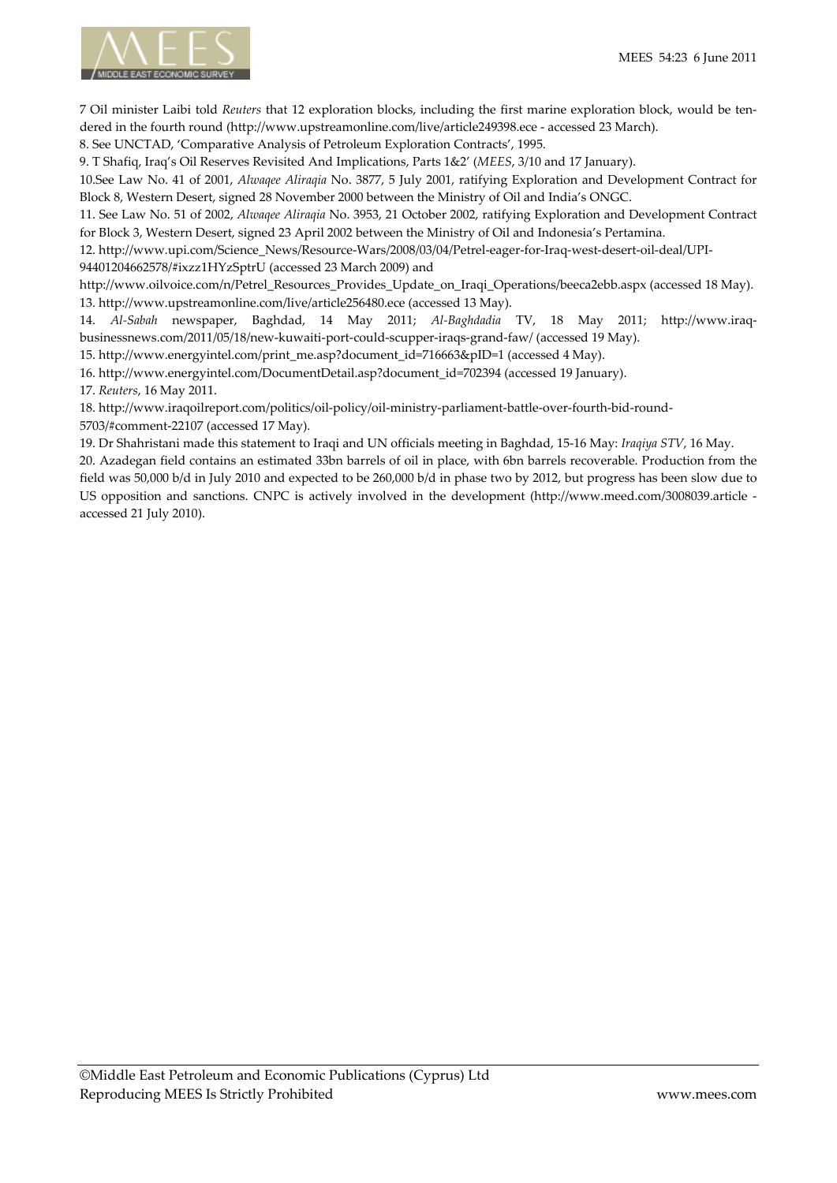7 Oil minister Laibi told *Reuters* that 12 exploration blocks, including the first marine exploration block, would be tendered in the fourth round (http://www.upstreamonline.com/live/article249398.ece - accessed 23 March).

8. See UNCTAD, 'Comparative Analysis of Petroleum Exploration Contracts', 1995.

9. T Shafiq, Iraq's Oil Reserves Revisited And Implications, Parts 1&2' (*MEES*, 3/10 and 17 January).

10.See Law No. 41 of 2001, *Alwaqee Aliraqia* No. 3877, 5 July 2001, ratifying Exploration and Development Contract for Block 8, Western Desert, signed 28 November 2000 between the Ministry of Oil and India's ONGC.

11. See Law No. 51 of 2002, *Alwaqee Aliraqia* No. 3953, 21 October 2002, ratifying Exploration and Development Contract for Block 3, Western Desert, signed 23 April 2002 between the Ministry of Oil and Indonesia's Pertamina.

12. http://www.upi.com/Science_News/Resource-Wars/2008/03/04/Petrel-eager-for-Iraq-west-desert-oil-deal/UPI-94401204662578/#ixzz1HYzSptrU (accessed 23 March 2009) and http://www.oilvoice.com/n/Petrel_Resources_Provides_Update_on_Iraqi_Operations/beeca2ebb.aspx (accessed 18 May).

13. http://www.upstreamonline.com/live/article256480.ece (accessed 13 May).

14. *Al-Sabah* newspaper, Baghdad, 14 May 2011; *Al-Baghdadia* TV, 18 May 2011; http://www.iraq-businessnews.com/2011/05/18/new-kuwaiti-port-could-scupper-iraqs-grand-faw/ (accessed 19 May).

15. http://www.energyintel.com/print_me.asp?document_id=716663&pID=1 (accessed 4 May).

16. http://www.energyintel.com/DocumentDetail.asp?document_id=702394 (accessed 19 January).

17. *Reuters*, 16 May 2011.

18. http://www.iraqoilreport.com/politics/oil-policy/oil-ministry-parliament-battle-over-fourth-bid-round-5703/#comment-22107 (accessed 17 May).

19. Dr Shahristani made this statement to Iraqi and UN officials meeting in Baghdad, 15-16 May: *Iraqiya STV*, 16 May.

20. Azadegan field contains an estimated 33bn barrels of oil in place, with 6bn barrels recoverable. Production from the field was 50,000 b/d in July 2010 and expected to be 260,000 b/d in phase two by 2012, but progress has been slow due to US opposition and sanctions. CNPC is actively involved in the development (http://www.meed.com/3008039.article - accessed 21 July 2010).